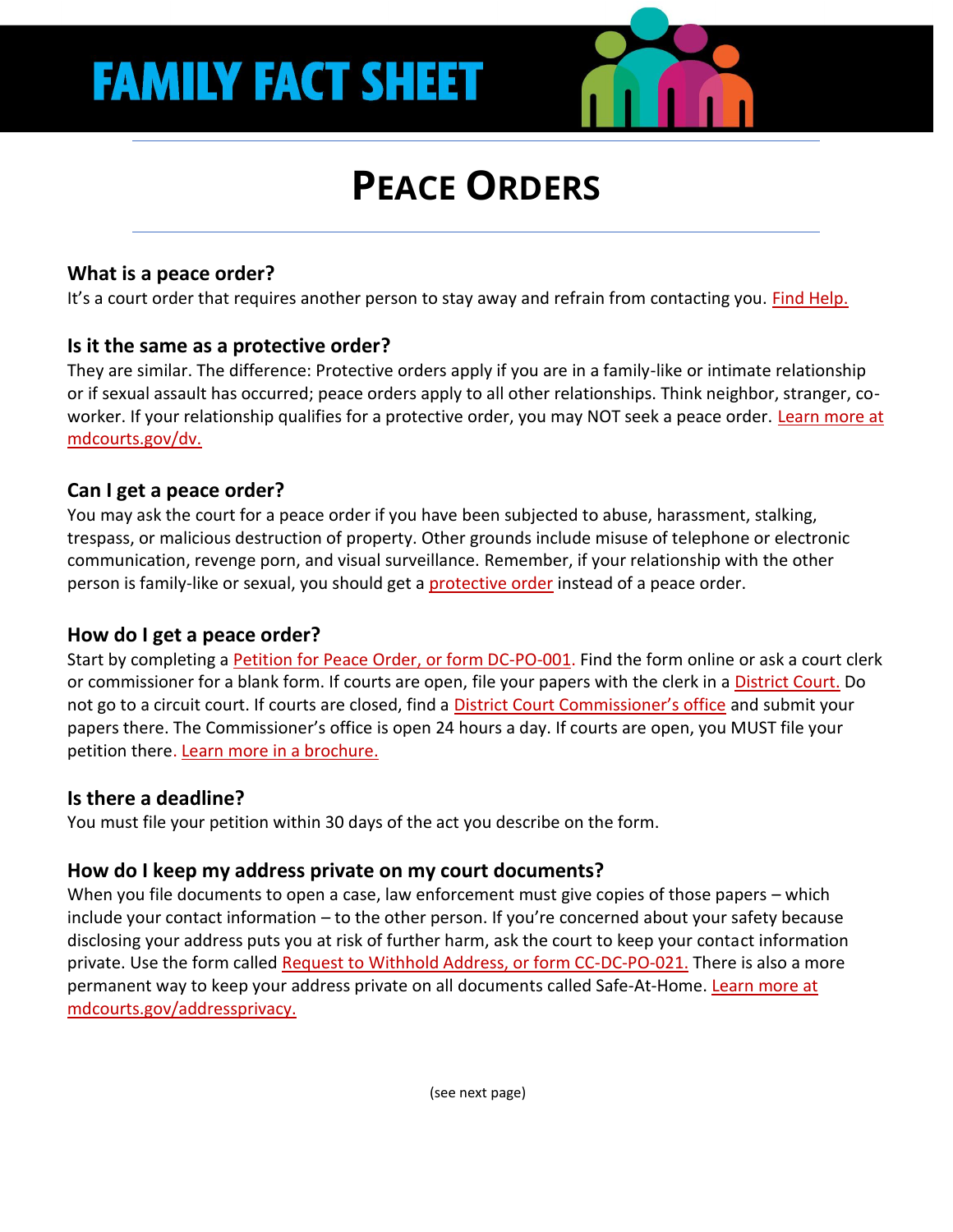# FAMILY FACT SHEET

## PEACE ORDERS

### What is a peace order?

It's a court order that requires another person to stay away and refrain from contacting you. Find Help.

### Is it the same as a protective order?

They are similar. The difference: Protective orders apply if you are in a family-like or intimate relationship or if sexual assault has occurred; peace orders apply to all other relationships. Think neighbor, stranger, co-worker. If your relationship qualifies for a protective order, you may NOT seek a peace order. Learn more at mdcourts.gov/dv.

### Can I get a peace order?

You may ask the court for a peace order if you have been subjected to abuse, harassment, stalking, trespass, or malicious destruction of property. Other grounds include misuse of telephone or electronic communication, revenge porn, and visual surveillance. Remember, if your relationship with the other person is family-like or sexual, you should get a protective order instead of a peace order.

### How do I get a peace order?

Start by completing a Petition for Peace Order, or form DC-PO-001. Find the form online or ask a court clerk or commissioner for a blank form. If courts are open, file your papers with the clerk in a District Court. Do not go to a circuit court. If courts are closed, find a District Court Commissioner's office and submit your papers there. The Commissioner's office is open 24 hours a day. If courts are open, you MUST file your petition there. Learn more in a brochure.

### Is there a deadline?

You must file your petition within 30 days of the act you describe on the form.

### How do I keep my address private on my court documents?

When you file documents to open a case, law enforcement must give copies of those papers – which include your contact information – to the other person. If you're concerned about your safety because disclosing your address puts you at risk of further harm, ask the court to keep your contact information private. Use the form called Request to Withhold Address, or form CC-DC-PO-021. There is also a more permanent way to keep your address private on all documents called Safe-At-Home. Learn more at mdcourts.gov/addressprivacy.

(see next page)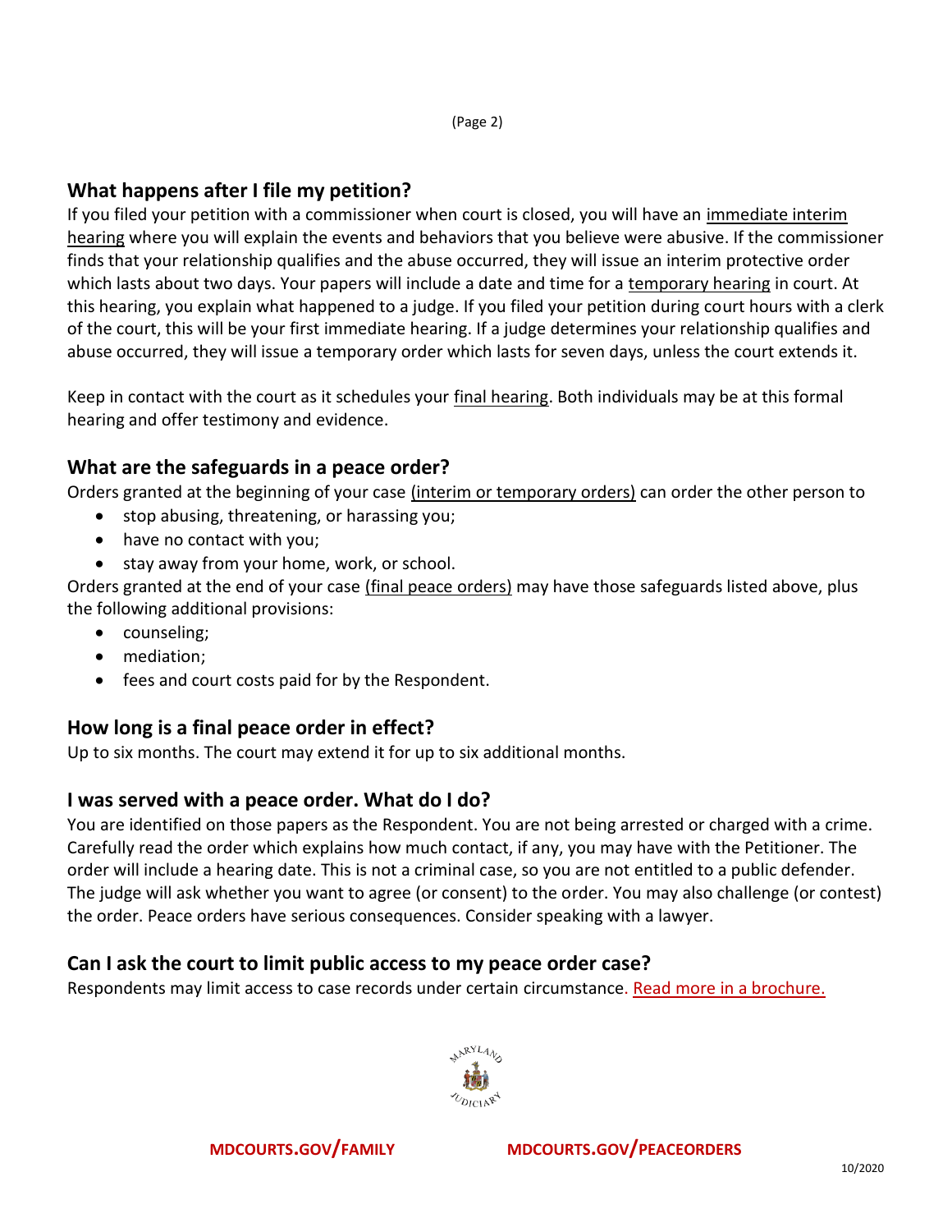## What happens after I file my petition?

If you filed your petition with a commissioner when court is closed, you will have an immediate interim hearing where you will explain the events and behaviors that you believe were abusive. If the commissioner finds that your relationship qualifies and the abuse occurred, they will issue an interim protective order which lasts about two days. Your papers will include a date and time for a temporary hearing in court. At this hearing, you explain what happened to a judge. If you filed your petition during court hours with a clerk of the court, this will be your first immediate hearing. If a judge determines your relationship qualifies and abuse occurred, they will issue a temporary order which lasts for seven days, unless the court extends it.

Keep in contact with the court as it schedules your final hearing. Both individuals may be at this formal hearing and offer testimony and evidence.

## What are the safeguards in a peace order?

Orders granted at the beginning of your case (interim or temporary orders) can order the other person to

- stop abusing, threatening, or harassing you;
- have no contact with you;
- stay away from your home, work, or school.

Orders granted at the end of your case (final peace orders) may have those safeguards listed above, plus the following additional provisions:

- counseling;
- mediation;
- fees and court costs paid for by the Respondent.

## How long is a final peace order in effect?

Up to six months. The court may extend it for up to six additional months.

## I was served with a peace order. What do I do?

You are identified on those papers as the Respondent. You are not being arrested or charged with a crime. Carefully read the order which explains how much contact, if any, you may have with the Petitioner. The order will include a hearing date. This is not a criminal case, so you are not entitled to a public defender. The judge will ask whether you want to agree (or consent) to the order. You may also challenge (or contest) the order. Peace orders have serious consequences. Consider speaking with a lawyer.

## Can I ask the court to limit public access to my peace order case?

Respondents may limit access to case records under certain circumstance. Read more in a brochure.

MDCOURTS.GOV/FAMILY MDCOURTS.GOV/PEACEORDERS

10/2020